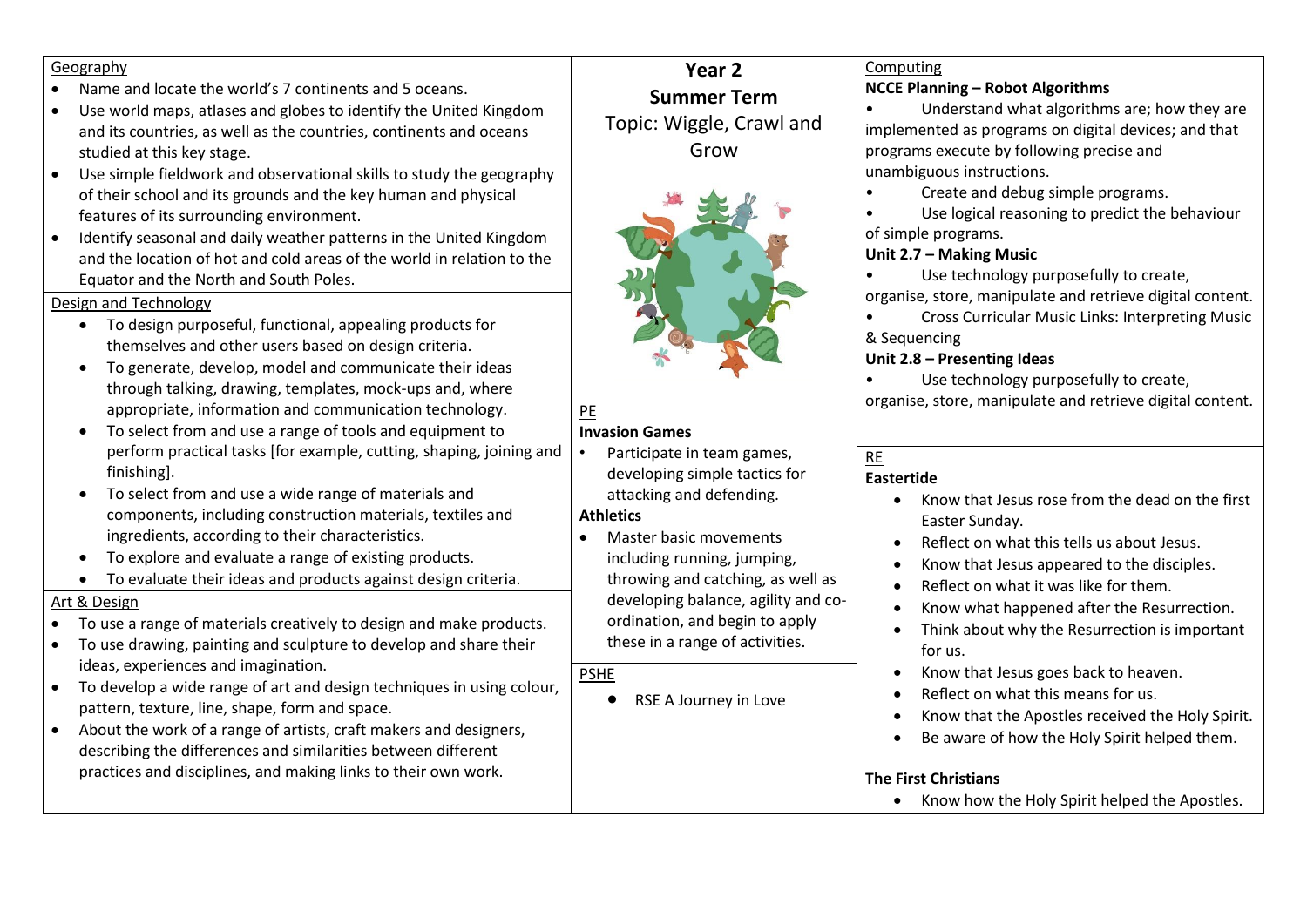# Year 2
## Summer Term
### Topic: Wiggle, Crawl and Grow

## Geography

- Name and locate the world's 7 continents and 5 oceans.
- Use world maps, atlases and globes to identify the United Kingdom and its countries, as well as the countries, continents and oceans studied at this key stage.
- Use simple fieldwork and observational skills to study the geography of their school and its grounds and the key human and physical features of its surrounding environment.
- Identify seasonal and daily weather patterns in the United Kingdom and the location of hot and cold areas of the world in relation to the Equator and the North and South Poles.

## Design and Technology

- To design purposeful, functional, appealing products for themselves and other users based on design criteria.
- To generate, develop, model and communicate their ideas through talking, drawing, templates, mock-ups and, where appropriate, information and communication technology.
- To select from and use a range of tools and equipment to perform practical tasks [for example, cutting, shaping, joining and finishing].
- To select from and use a wide range of materials and components, including construction materials, textiles and ingredients, according to their characteristics.
- To explore and evaluate a range of existing products.
- To evaluate their ideas and products against design criteria.

## Art & Design

- To use a range of materials creatively to design and make products.
- To use drawing, painting and sculpture to develop and share their ideas, experiences and imagination.
- To develop a wide range of art and design techniques in using colour, pattern, texture, line, shape, form and space.
- About the work of a range of artists, craft makers and designers, describing the differences and similarities between different practices and disciplines, and making links to their own work.

## PE

**Invasion Games**

- Participate in team games, developing simple tactics for attacking and defending.

**Athletics**

- Master basic movements including running, jumping, throwing and catching, as well as developing balance, agility and co-ordination, and begin to apply these in a range of activities.

## PSHE

- RSE A Journey in Love

## Computing

**NCCE Planning – Robot Algorithms**

- Understand what algorithms are; how they are implemented as programs on digital devices; and that programs execute by following precise and unambiguous instructions.
- Create and debug simple programs.
- Use logical reasoning to predict the behaviour of simple programs.

**Unit 2.7 – Making Music**

- Use technology purposefully to create, organise, store, manipulate and retrieve digital content.
- Cross Curricular Music Links: Interpreting Music & Sequencing

**Unit 2.8 – Presenting Ideas**

- Use technology purposefully to create, organise, store, manipulate and retrieve digital content.

## RE

**Eastertide**

- Know that Jesus rose from the dead on the first Easter Sunday.
- Reflect on what this tells us about Jesus.
- Know that Jesus appeared to the disciples.
- Reflect on what it was like for them.
- Know what happened after the Resurrection.
- Think about why the Resurrection is important for us.
- Know that Jesus goes back to heaven.
- Reflect on what this means for us.
- Know that the Apostles received the Holy Spirit.
- Be aware of how the Holy Spirit helped them.

**The First Christians**

- Know how the Holy Spirit helped the Apostles.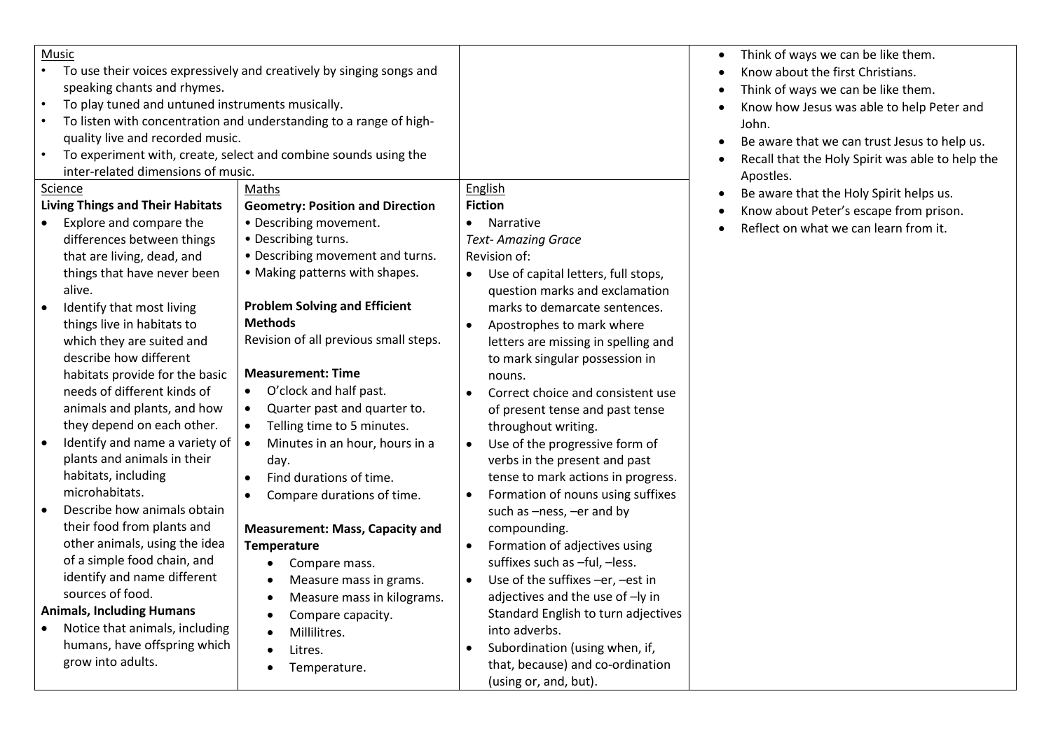## Music

- To use their voices expressively and creatively by singing songs and speaking chants and rhymes.
- To play tuned and untuned instruments musically.
- To listen with concentration and understanding to a range of high-quality live and recorded music.
- To experiment with, create, select and combine sounds using the inter-related dimensions of music.

## Science

**Living Things and Their Habitats**

- Explore and compare the differences between things that are living, dead, and things that have never been alive.
- Identify that most living things live in habitats to which they are suited and describe how different habitats provide for the basic needs of different kinds of animals and plants, and how they depend on each other.
- Identify and name a variety of plants and animals in their habitats, including microhabitats.
- Describe how animals obtain their food from plants and other animals, using the idea of a simple food chain, and identify and name different sources of food.

**Animals, Including Humans**

- Notice that animals, including humans, have offspring which grow into adults.

## Maths

**Geometry: Position and Direction**

- Describing movement.
- Describing turns.
- Describing movement and turns.
- Making patterns with shapes.

**Problem Solving and Efficient Methods**

Revision of all previous small steps.

**Measurement: Time**

- O'clock and half past.
- Quarter past and quarter to.
- Telling time to 5 minutes.
- Minutes in an hour, hours in a day.
- Find durations of time.
- Compare durations of time.

**Measurement: Mass, Capacity and Temperature**

- Compare mass.
- Measure mass in grams.
- Measure mass in kilograms.
- Compare capacity.
- Millilitres.
- Litres.
- Temperature.

## English

**Fiction**

- Narrative

*Text- Amazing Grace*

Revision of:

- Use of capital letters, full stops, question marks and exclamation marks to demarcate sentences.
- Apostrophes to mark where letters are missing in spelling and to mark singular possession in nouns.
- Correct choice and consistent use of present tense and past tense throughout writing.
- Use of the progressive form of verbs in the present and past tense to mark actions in progress.
- Formation of nouns using suffixes such as –ness, –er and by compounding.
- Formation of adjectives using suffixes such as –ful, –less.
- Use of the suffixes –er, –est in adjectives and the use of –ly in Standard English to turn adjectives into adverbs.
- Subordination (using when, if, that, because) and co-ordination (using or, and, but).

---

- Think of ways we can be like them.
- Know about the first Christians.
- Think of ways we can be like them.
- Know how Jesus was able to help Peter and John.
- Be aware that we can trust Jesus to help us.
- Recall that the Holy Spirit was able to help the Apostles.
- Be aware that the Holy Spirit helps us.
- Know about Peter's escape from prison.
- Reflect on what we can learn from it.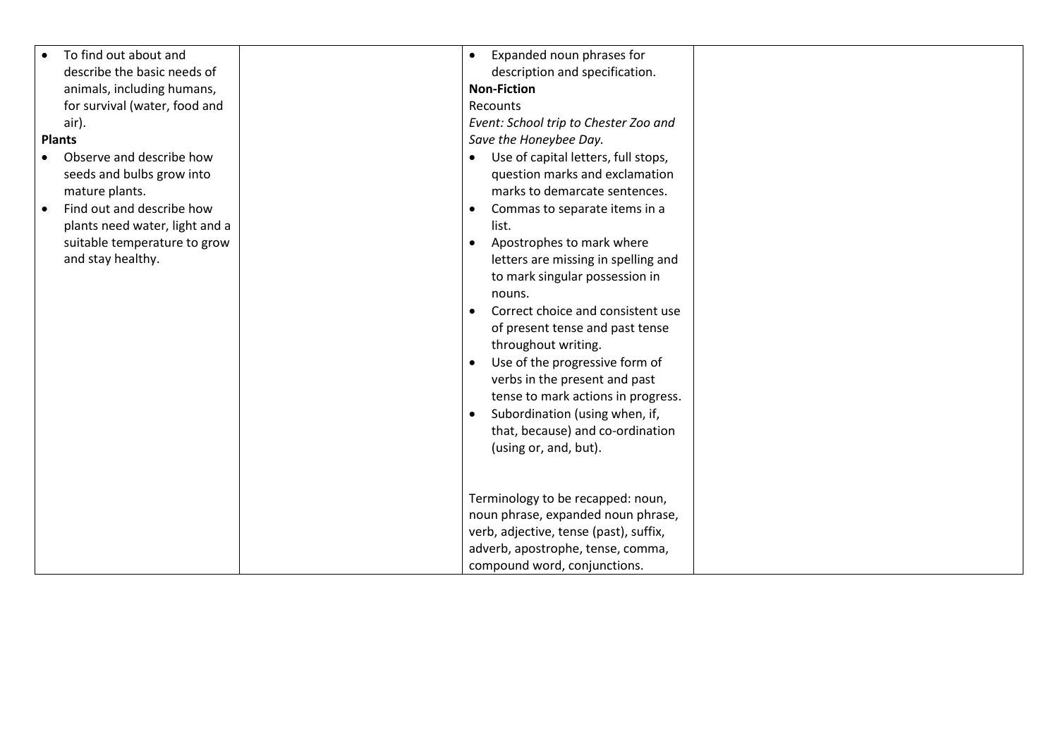| | | | |
|---|---|---|---|
| • To find out about and describe the basic needs of animals, including humans, for survival (water, food and air).<br>**Plants**<br>• Observe and describe how seeds and bulbs grow into mature plants.<br>• Find out and describe how plants need water, light and a suitable temperature to grow and stay healthy. | | • Expanded noun phrases for description and specification.<br>**Non-Fiction**<br>Recounts<br>*Event: School trip to Chester Zoo and Save the Honeybee Day.*<br>• Use of capital letters, full stops, question marks and exclamation marks to demarcate sentences.<br>• Commas to separate items in a list.<br>• Apostrophes to mark where letters are missing in spelling and to mark singular possession in nouns.<br>• Correct choice and consistent use of present tense and past tense throughout writing.<br>• Use of the progressive form of verbs in the present and past tense to mark actions in progress.<br>• Subordination (using when, if, that, because) and co-ordination (using or, and, but).<br><br>Terminology to be recapped: noun, noun phrase, expanded noun phrase, verb, adjective, tense (past), suffix, adverb, apostrophe, tense, comma, compound word, conjunctions. | |